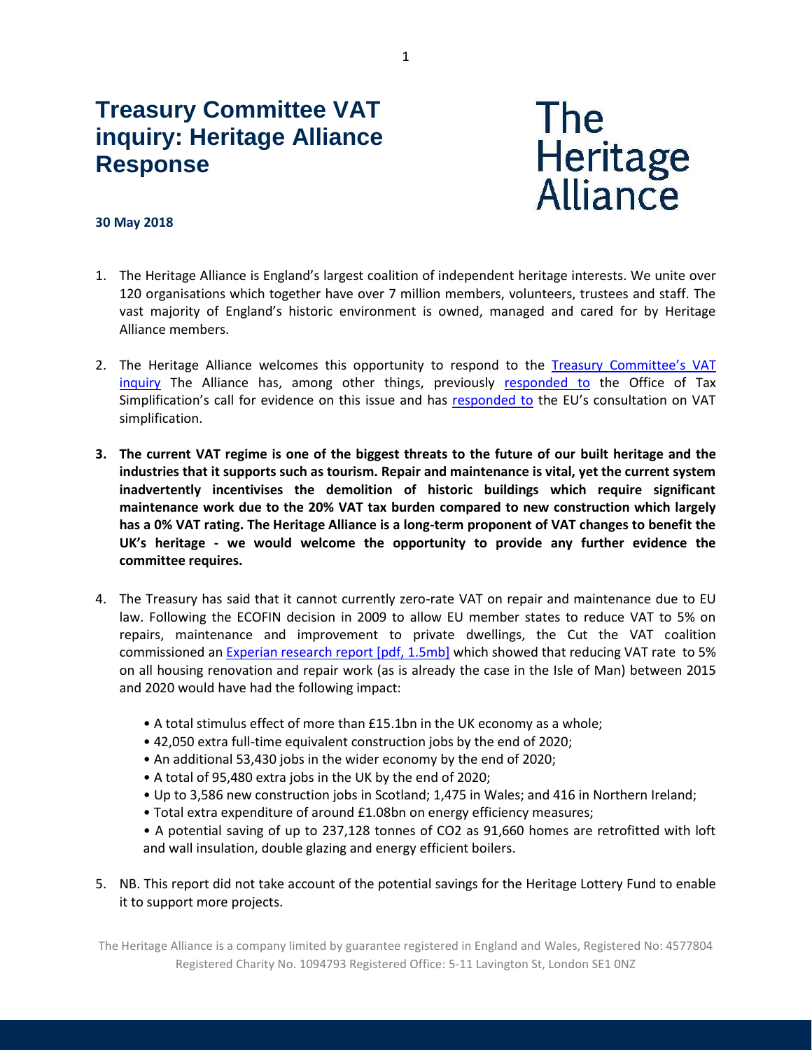# Treasury Committee VAT inquiry: Heritage Alliance Response

The Heritage Alliance

**30 May 2018**

1. The Heritage Alliance is England's largest coalition of independent heritage interests. We unite over 120 organisations which together have over 7 million members, volunteers, trustees and staff. The vast majority of England's historic environment is owned, managed and cared for by Heritage Alliance members.

2. The Heritage Alliance welcomes this opportunity to respond to the Treasury Committee's VAT inquiry The Alliance has, among other things, previously responded to the Office of Tax Simplification's call for evidence on this issue and has responded to the EU's consultation on VAT simplification.

3. **The current VAT regime is one of the biggest threats to the future of our built heritage and the industries that it supports such as tourism. Repair and maintenance is vital, yet the current system inadvertently incentivises the demolition of historic buildings which require significant maintenance work due to the 20% VAT tax burden compared to new construction which largely has a 0% VAT rating. The Heritage Alliance is a long-term proponent of VAT changes to benefit the UK's heritage - we would welcome the opportunity to provide any further evidence the committee requires.**

4. The Treasury has said that it cannot currently zero-rate VAT on repair and maintenance due to EU law. Following the ECOFIN decision in 2009 to allow EU member states to reduce VAT to 5% on repairs, maintenance and improvement to private dwellings, the Cut the VAT coalition commissioned an Experian research report [pdf, 1.5mb] which showed that reducing VAT rate to 5% on all housing renovation and repair work (as is already the case in the Isle of Man) between 2015 and 2020 would have had the following impact:

    - A total stimulus effect of more than £15.1bn in the UK economy as a whole;
    - 42,050 extra full-time equivalent construction jobs by the end of 2020;
    - An additional 53,430 jobs in the wider economy by the end of 2020;
    - A total of 95,480 extra jobs in the UK by the end of 2020;
    - Up to 3,586 new construction jobs in Scotland; 1,475 in Wales; and 416 in Northern Ireland;
    - Total extra expenditure of around £1.08bn on energy efficiency measures;
    - A potential saving of up to 237,128 tonnes of $CO_2$ as 91,660 homes are retrofitted with loft and wall insulation, double glazing and energy efficient boilers.

5. NB. This report did not take account of the potential savings for the Heritage Lottery Fund to enable it to support more projects.

The Heritage Alliance is a company limited by guarantee registered in England and Wales, Registered No: 4577804
Registered Charity No. 1094793 Registered Office: 5-11 Lavington St, London SE1 0NZ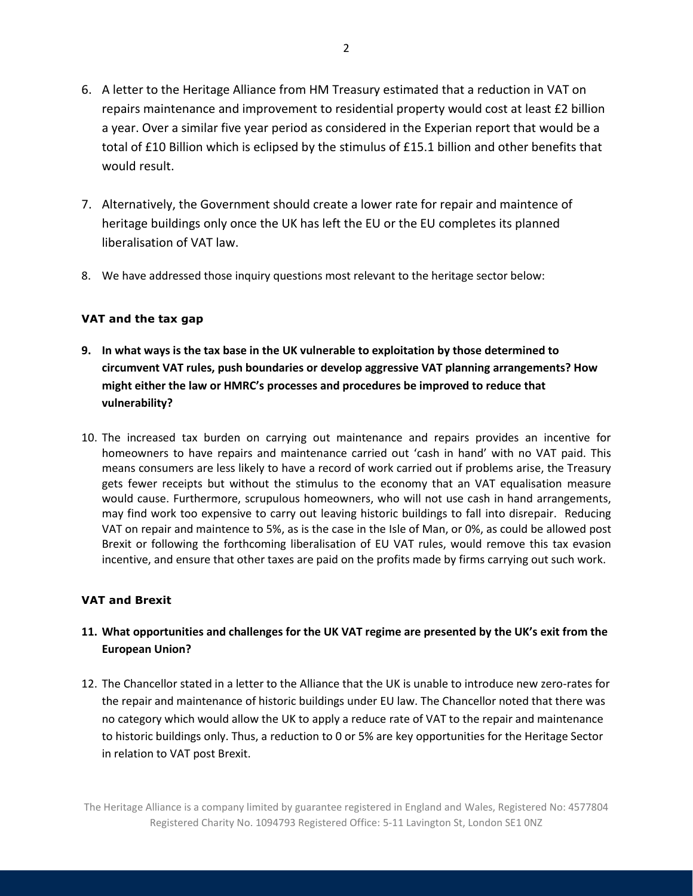6. A letter to the Heritage Alliance from HM Treasury estimated that a reduction in VAT on repairs maintenance and improvement to residential property would cost at least £2 billion a year. Over a similar five year period as considered in the Experian report that would be a total of £10 Billion which is eclipsed by the stimulus of £15.1 billion and other benefits that would result.

7. Alternatively, the Government should create a lower rate for repair and maintence of heritage buildings only once the UK has left the EU or the EU completes its planned liberalisation of VAT law.

8. We have addressed those inquiry questions most relevant to the heritage sector below:

### VAT and the tax gap

9. **In what ways is the tax base in the UK vulnerable to exploitation by those determined to circumvent VAT rules, push boundaries or develop aggressive VAT planning arrangements? How might either the law or HMRC's processes and procedures be improved to reduce that vulnerability?**

10. The increased tax burden on carrying out maintenance and repairs provides an incentive for homeowners to have repairs and maintenance carried out 'cash in hand' with no VAT paid. This means consumers are less likely to have a record of work carried out if problems arise, the Treasury gets fewer receipts but without the stimulus to the economy that an VAT equalisation measure would cause. Furthermore, scrupulous homeowners, who will not use cash in hand arrangements, may find work too expensive to carry out leaving historic buildings to fall into disrepair. Reducing VAT on repair and maintence to 5%, as is the case in the Isle of Man, or 0%, as could be allowed post Brexit or following the forthcoming liberalisation of EU VAT rules, would remove this tax evasion incentive, and ensure that other taxes are paid on the profits made by firms carrying out such work.

### VAT and Brexit

11. **What opportunities and challenges for the UK VAT regime are presented by the UK's exit from the European Union?**

12. The Chancellor stated in a letter to the Alliance that the UK is unable to introduce new zero-rates for the repair and maintenance of historic buildings under EU law. The Chancellor noted that there was no category which would allow the UK to apply a reduce rate of VAT to the repair and maintenance to historic buildings only. Thus, a reduction to 0 or 5% are key opportunities for the Heritage Sector in relation to VAT post Brexit.

The Heritage Alliance is a company limited by guarantee registered in England and Wales, Registered No: 4577804 Registered Charity No. 1094793 Registered Office: 5-11 Lavington St, London SE1 0NZ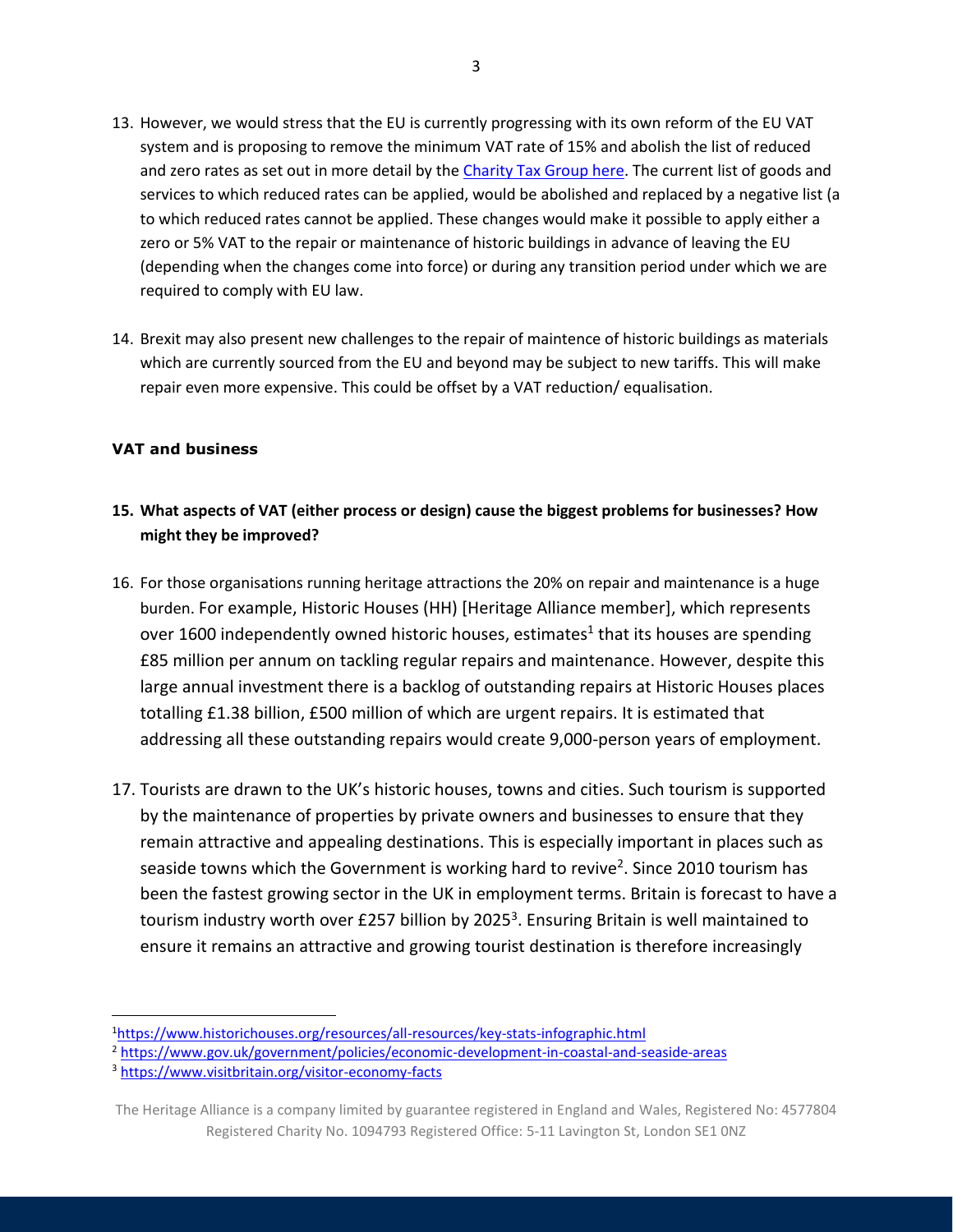13. However, we would stress that the EU is currently progressing with its own reform of the EU VAT system and is proposing to remove the minimum VAT rate of 15% and abolish the list of reduced and zero rates as set out in more detail by the Charity Tax Group here. The current list of goods and services to which reduced rates can be applied, would be abolished and replaced by a negative list (a to which reduced rates cannot be applied. These changes would make it possible to apply either a zero or 5% VAT to the repair or maintenance of historic buildings in advance of leaving the EU (depending when the changes come into force) or during any transition period under which we are required to comply with EU law.

14. Brexit may also present new challenges to the repair of maintence of historic buildings as materials which are currently sourced from the EU and beyond may be subject to new tariffs. This will make repair even more expensive. This could be offset by a VAT reduction/ equalisation.

**VAT and business**

**15. What aspects of VAT (either process or design) cause the biggest problems for businesses? How might they be improved?**

16. For those organisations running heritage attractions the 20% on repair and maintenance is a huge burden. For example, Historic Houses (HH) [Heritage Alliance member], which represents over 1600 independently owned historic houses, estimates[1] that its houses are spending £85 million per annum on tackling regular repairs and maintenance. However, despite this large annual investment there is a backlog of outstanding repairs at Historic Houses places totalling £1.38 billion, £500 million of which are urgent repairs. It is estimated that addressing all these outstanding repairs would create 9,000-person years of employment.

17. Tourists are drawn to the UK's historic houses, towns and cities. Such tourism is supported by the maintenance of properties by private owners and businesses to ensure that they remain attractive and appealing destinations. This is especially important in places such as seaside towns which the Government is working hard to revive[2]. Since 2010 tourism has been the fastest growing sector in the UK in employment terms. Britain is forecast to have a tourism industry worth over £257 billion by 2025[3]. Ensuring Britain is well maintained to ensure it remains an attractive and growing tourist destination is therefore increasingly

---

[1] https://www.historichouses.org/resources/all-resources/key-stats-infographic.html

[2] https://www.gov.uk/government/policies/economic-development-in-coastal-and-seaside-areas

[3] https://www.visitbritain.org/visitor-economy-facts

The Heritage Alliance is a company limited by guarantee registered in England and Wales, Registered No: 4577804 Registered Charity No. 1094793 Registered Office: 5-11 Lavington St, London SE1 0NZ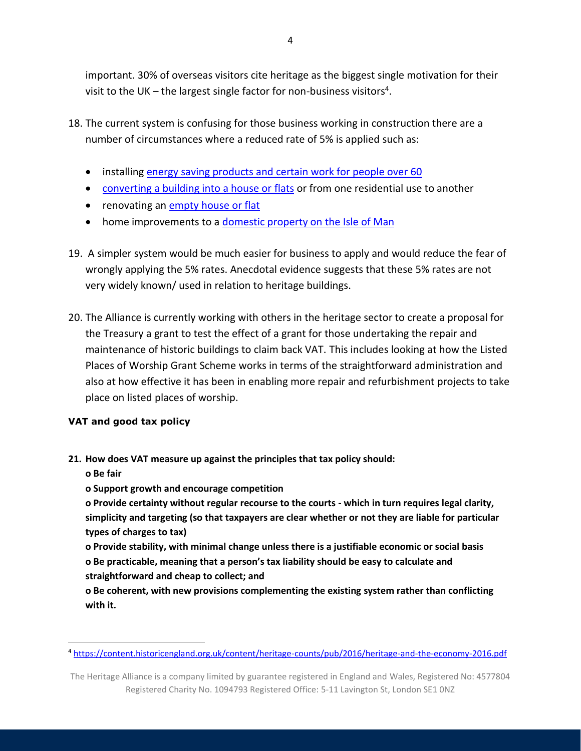important. 30% of overseas visitors cite heritage as the biggest single motivation for their visit to the UK – the largest single factor for non-business visitors[4].

18. The current system is confusing for those business working in construction there are a number of circumstances where a reduced rate of 5% is applied such as:

    - installing energy saving products and certain work for people over 60
    - converting a building into a house or flats or from one residential use to another
    - renovating an empty house or flat
    - home improvements to a domestic property on the Isle of Man

19. A simpler system would be much easier for business to apply and would reduce the fear of wrongly applying the 5% rates. Anecdotal evidence suggests that these 5% rates are not very widely known/ used in relation to heritage buildings.

20. The Alliance is currently working with others in the heritage sector to create a proposal for the Treasury a grant to test the effect of a grant for those undertaking the repair and maintenance of historic buildings to claim back VAT. This includes looking at how the Listed Places of Worship Grant Scheme works in terms of the straightforward administration and also at how effective it has been in enabling more repair and refurbishment projects to take place on listed places of worship.

### VAT and good tax policy

**21. How does VAT measure up against the principles that tax policy should:**
**o Be fair**
**o Support growth and encourage competition**
**o Provide certainty without regular recourse to the courts - which in turn requires legal clarity, simplicity and targeting (so that taxpayers are clear whether or not they are liable for particular types of charges to tax)**
**o Provide stability, with minimal change unless there is a justifiable economic or social basis**
**o Be practicable, meaning that a person's tax liability should be easy to calculate and straightforward and cheap to collect; and**
**o Be coherent, with new provisions complementing the existing system rather than conflicting with it.**

[4] https://content.historicengland.org.uk/content/heritage-counts/pub/2016/heritage-and-the-economy-2016.pdf

The Heritage Alliance is a company limited by guarantee registered in England and Wales, Registered No: 4577804
Registered Charity No. 1094793 Registered Office: 5-11 Lavington St, London SE1 0NZ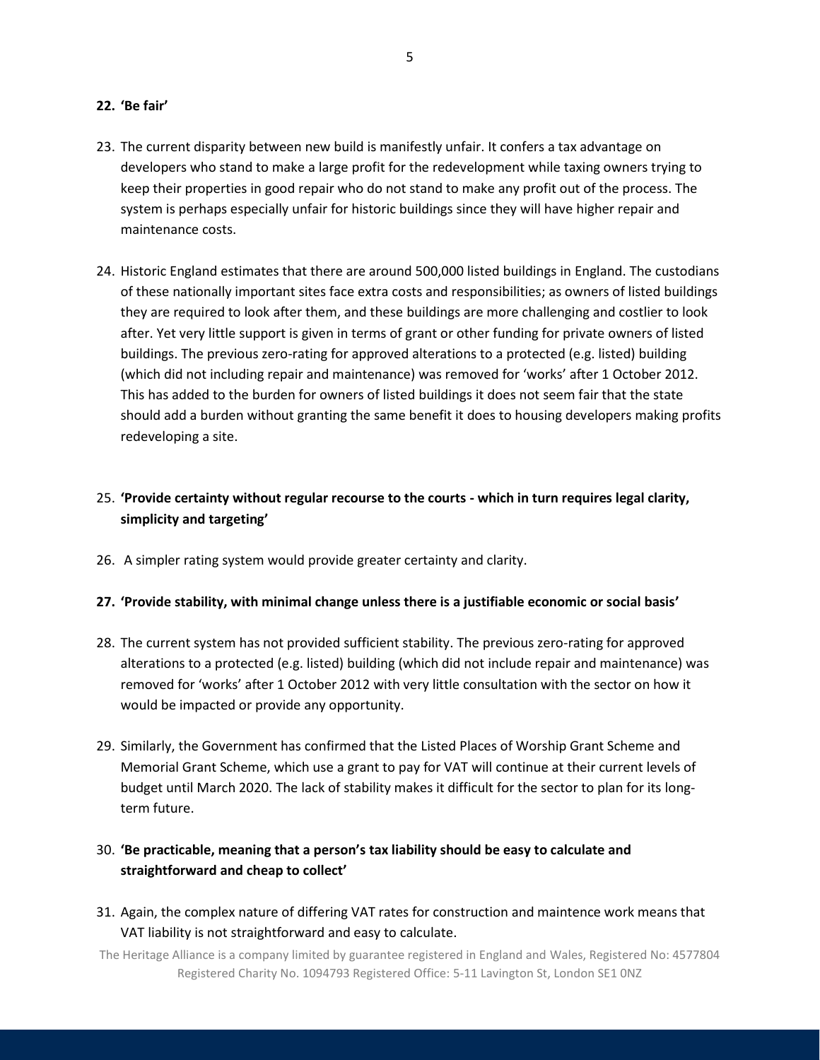22. **'Be fair'**

23. The current disparity between new build is manifestly unfair. It confers a tax advantage on developers who stand to make a large profit for the redevelopment while taxing owners trying to keep their properties in good repair who do not stand to make any profit out of the process. The system is perhaps especially unfair for historic buildings since they will have higher repair and maintenance costs.

24. Historic England estimates that there are around 500,000 listed buildings in England. The custodians of these nationally important sites face extra costs and responsibilities; as owners of listed buildings they are required to look after them, and these buildings are more challenging and costlier to look after. Yet very little support is given in terms of grant or other funding for private owners of listed buildings. The previous zero-rating for approved alterations to a protected (e.g. listed) building (which did not including repair and maintenance) was removed for 'works' after 1 October 2012. This has added to the burden for owners of listed buildings it does not seem fair that the state should add a burden without granting the same benefit it does to housing developers making profits redeveloping a site.

25. **'Provide certainty without regular recourse to the courts - which in turn requires legal clarity, simplicity and targeting'**

26. A simpler rating system would provide greater certainty and clarity.

27. **'Provide stability, with minimal change unless there is a justifiable economic or social basis'**

28. The current system has not provided sufficient stability. The previous zero-rating for approved alterations to a protected (e.g. listed) building (which did not include repair and maintenance) was removed for 'works' after 1 October 2012 with very little consultation with the sector on how it would be impacted or provide any opportunity.

29. Similarly, the Government has confirmed that the Listed Places of Worship Grant Scheme and Memorial Grant Scheme, which use a grant to pay for VAT will continue at their current levels of budget until March 2020. The lack of stability makes it difficult for the sector to plan for its long-term future.

30. **'Be practicable, meaning that a person's tax liability should be easy to calculate and straightforward and cheap to collect'**

31. Again, the complex nature of differing VAT rates for construction and maintence work means that VAT liability is not straightforward and easy to calculate.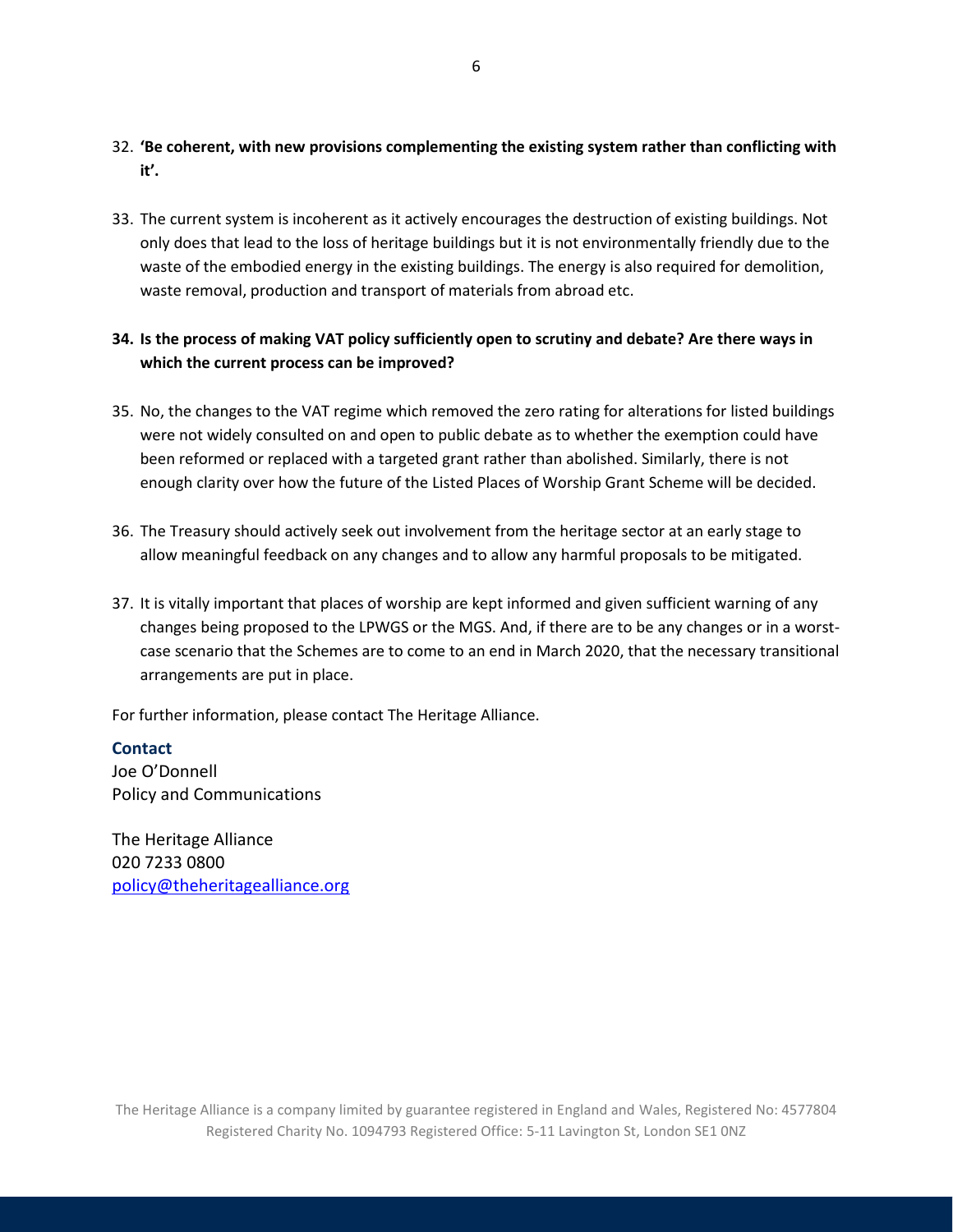32. **'Be coherent, with new provisions complementing the existing system rather than conflicting with it'.**

33. The current system is incoherent as it actively encourages the destruction of existing buildings. Not only does that lead to the loss of heritage buildings but it is not environmentally friendly due to the waste of the embodied energy in the existing buildings. The energy is also required for demolition, waste removal, production and transport of materials from abroad etc.

34. **Is the process of making VAT policy sufficiently open to scrutiny and debate? Are there ways in which the current process can be improved?**

35. No, the changes to the VAT regime which removed the zero rating for alterations for listed buildings were not widely consulted on and open to public debate as to whether the exemption could have been reformed or replaced with a targeted grant rather than abolished. Similarly, there is not enough clarity over how the future of the Listed Places of Worship Grant Scheme will be decided.

36. The Treasury should actively seek out involvement from the heritage sector at an early stage to allow meaningful feedback on any changes and to allow any harmful proposals to be mitigated.

37. It is vitally important that places of worship are kept informed and given sufficient warning of any changes being proposed to the LPWGS or the MGS. And, if there are to be any changes or in a worst-case scenario that the Schemes are to come to an end in March 2020, that the necessary transitional arrangements are put in place.

For further information, please contact The Heritage Alliance.

**Contact**
Joe O'Donnell
Policy and Communications

The Heritage Alliance
020 7233 0800
policy@theheritagealliance.org

The Heritage Alliance is a company limited by guarantee registered in England and Wales, Registered No: 4577804
Registered Charity No. 1094793 Registered Office: 5-11 Lavington St, London SE1 0NZ